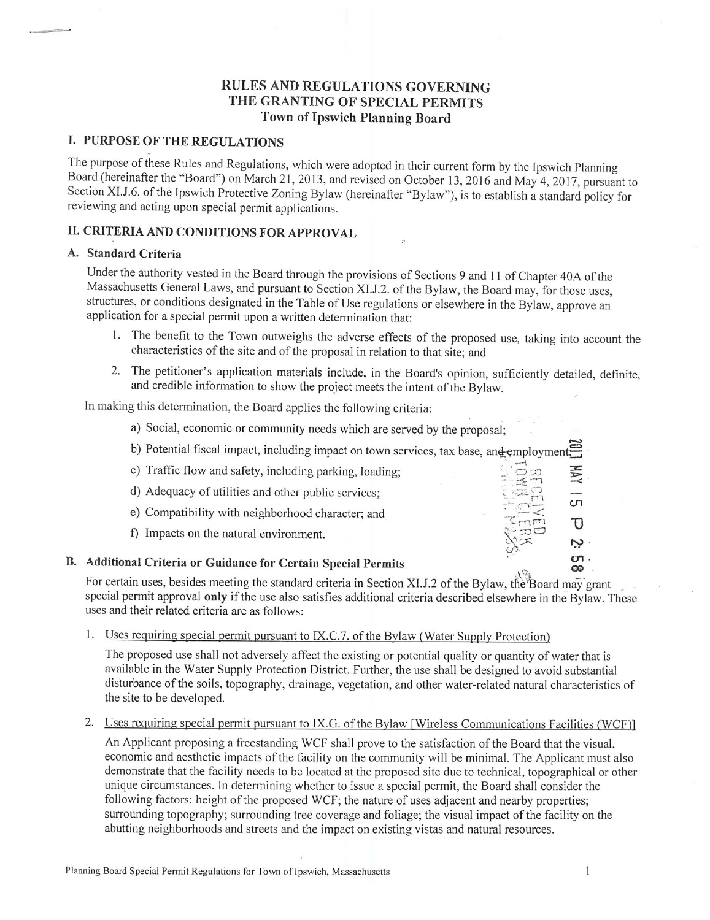# RULES AND REGULATIONS GOVERNING THE GRANTING OF SPECIAL PERMITS

## Town of Ipswich Planning Board

## I. PURPOSE OF THE REGULATIONS

The purpose of these Rules and Regulations, which were adopted in their current form by the Ipswich Planning Board (hereinafter the "Board") on March 21, 2013, and revised on October 13, 2016 and May 4, 2017, pursuant to Section XI.J.6. of the Ipswich Protective Zoning Bylaw (hereinafter "Bylaw"), is to establish a standard policy for reviewing and acting upon special permit applications.

## II. CRITERIA AND CONDITIONS FOR APPROVAL

### A. Standard Criteria

Under the authority vested in the Board through the provisions of Sections 9 and 11 of Chapter 40A of the Massachusetts General Laws, and pursuant to Section XI.J.2. of the Bylaw, the Board may, for those uses, structures, or conditions designated in the Table of Use regulations or elsewhere in the Bylaw, approve an application for a special permit upon a written determination that:

1. The benefit to the Town outweighs the adverse effects of the proposed use, taking into account the characteristics of the site and of the proposal in relation to that site; and
2. The petitioner's application materials include, in the Board's opinion, sufficiently detailed, definite, and credible information to show the project meets the intent of the Bylaw.

In making this determination, the Board applies the following criteria:

a) Social, economic or community needs which are served by the proposal;

b) Potential fiscal impact, including impact on town services, tax base, and employment;

c) Traffic flow and safety, including parking, loading;

d) Adequacy of utilities and other public services;

e) Compatibility with neighborhood character; and

f) Impacts on the natural environment.

### B. Additional Criteria or Guidance for Certain Special Permits

For certain uses, besides meeting the standard criteria in Section XI.J.2 of the Bylaw, the Board may grant special permit approval **only** if the use also satisfies additional criteria described elsewhere in the Bylaw. These uses and their related criteria are as follows:

1. Uses requiring special permit pursuant to IX.C.7. of the Bylaw (Water Supply Protection)

   The proposed use shall not adversely affect the existing or potential quality or quantity of water that is available in the Water Supply Protection District. Further, the use shall be designed to avoid substantial disturbance of the soils, topography, drainage, vegetation, and other water-related natural characteristics of the site to be developed.

2. Uses requiring special permit pursuant to IX.G. of the Bylaw [Wireless Communications Facilities (WCF)]

   An Applicant proposing a freestanding WCF shall prove to the satisfaction of the Board that the visual, economic and aesthetic impacts of the facility on the community will be minimal. The Applicant must also demonstrate that the facility needs to be located at the proposed site due to technical, topographical or other unique circumstances. In determining whether to issue a special permit, the Board shall consider the following factors: height of the proposed WCF; the nature of uses adjacent and nearby properties; surrounding topography; surrounding tree coverage and foliage; the visual impact of the facility on the abutting neighborhoods and streets and the impact on existing vistas and natural resources.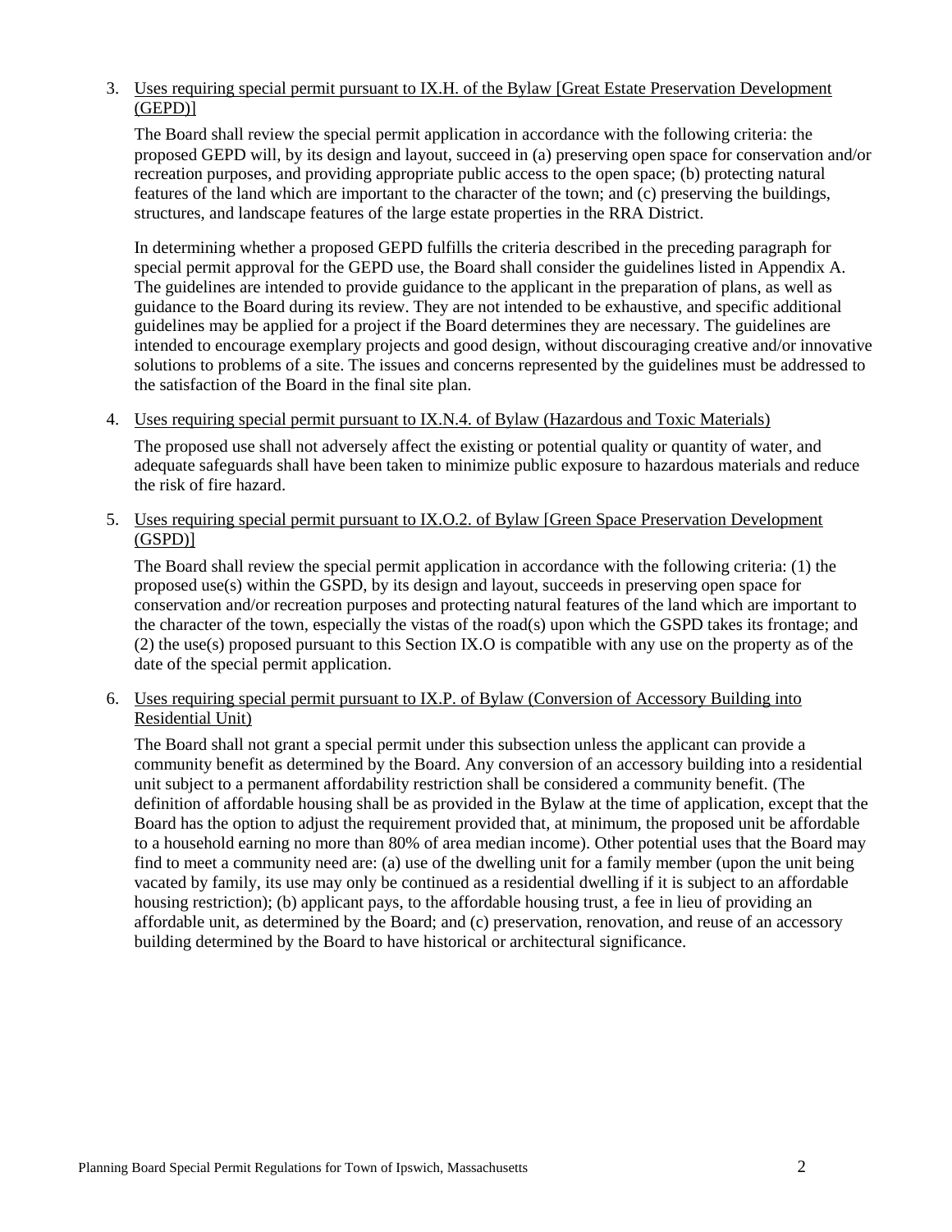3. Uses requiring special permit pursuant to IX.H. of the Bylaw [Great Estate Preservation Development (GEPD)]

   The Board shall review the special permit application in accordance with the following criteria: the proposed GEPD will, by its design and layout, succeed in (a) preserving open space for conservation and/or recreation purposes, and providing appropriate public access to the open space; (b) protecting natural features of the land which are important to the character of the town; and (c) preserving the buildings, structures, and landscape features of the large estate properties in the RRA District.

   In determining whether a proposed GEPD fulfills the criteria described in the preceding paragraph for special permit approval for the GEPD use, the Board shall consider the guidelines listed in Appendix A. The guidelines are intended to provide guidance to the applicant in the preparation of plans, as well as guidance to the Board during its review. They are not intended to be exhaustive, and specific additional guidelines may be applied for a project if the Board determines they are necessary. The guidelines are intended to encourage exemplary projects and good design, without discouraging creative and/or innovative solutions to problems of a site. The issues and concerns represented by the guidelines must be addressed to the satisfaction of the Board in the final site plan.

4. Uses requiring special permit pursuant to IX.N.4. of Bylaw (Hazardous and Toxic Materials)

   The proposed use shall not adversely affect the existing or potential quality or quantity of water, and adequate safeguards shall have been taken to minimize public exposure to hazardous materials and reduce the risk of fire hazard.

5. Uses requiring special permit pursuant to IX.O.2. of Bylaw [Green Space Preservation Development (GSPD)]

   The Board shall review the special permit application in accordance with the following criteria: (1) the proposed use(s) within the GSPD, by its design and layout, succeeds in preserving open space for conservation and/or recreation purposes and protecting natural features of the land which are important to the character of the town, especially the vistas of the road(s) upon which the GSPD takes its frontage; and (2) the use(s) proposed pursuant to this Section IX.O is compatible with any use on the property as of the date of the special permit application.

6. Uses requiring special permit pursuant to IX.P. of Bylaw (Conversion of Accessory Building into Residential Unit)

   The Board shall not grant a special permit under this subsection unless the applicant can provide a community benefit as determined by the Board. Any conversion of an accessory building into a residential unit subject to a permanent affordability restriction shall be considered a community benefit. (The definition of affordable housing shall be as provided in the Bylaw at the time of application, except that the Board has the option to adjust the requirement provided that, at minimum, the proposed unit be affordable to a household earning no more than 80% of area median income). Other potential uses that the Board may find to meet a community need are: (a) use of the dwelling unit for a family member (upon the unit being vacated by family, its use may only be continued as a residential dwelling if it is subject to an affordable housing restriction); (b) applicant pays, to the affordable housing trust, a fee in lieu of providing an affordable unit, as determined by the Board; and (c) preservation, renovation, and reuse of an accessory building determined by the Board to have historical or architectural significance.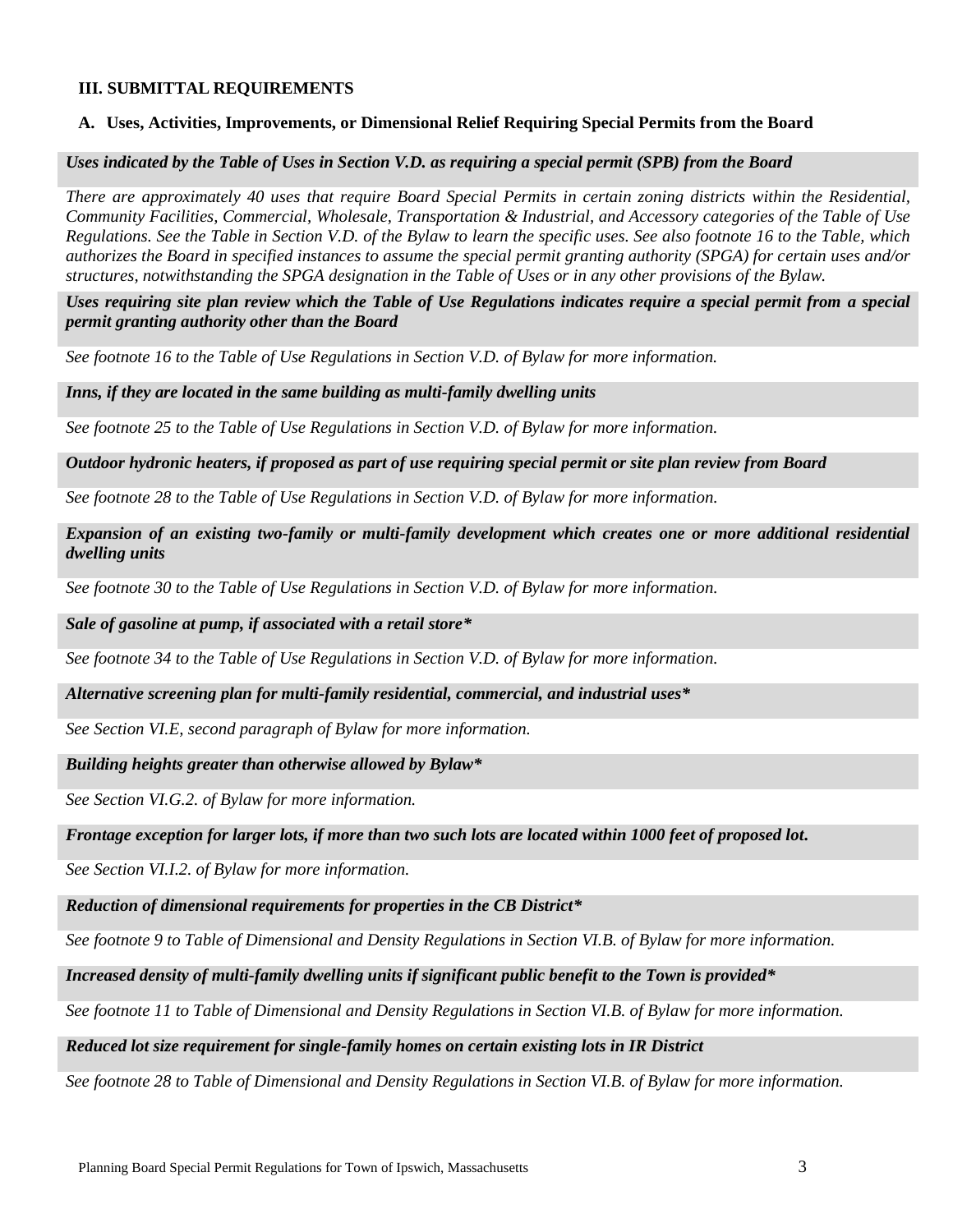### III. SUBMITTAL REQUIREMENTS

#### A. Uses, Activities, Improvements, or Dimensional Relief Requiring Special Permits from the Board

***Uses indicated by the Table of Uses in Section V.D. as requiring a special permit (SPB) from the Board***

*There are approximately 40 uses that require Board Special Permits in certain zoning districts within the Residential, Community Facilities, Commercial, Wholesale, Transportation & Industrial, and Accessory categories of the Table of Use Regulations. See the Table in Section V.D. of the Bylaw to learn the specific uses. See also footnote 16 to the Table, which authorizes the Board in specified instances to assume the special permit granting authority (SPGA) for certain uses and/or structures, notwithstanding the SPGA designation in the Table of Uses or in any other provisions of the Bylaw.*

***Uses requiring site plan review which the Table of Use Regulations indicates require a special permit from a special permit granting authority other than the Board***

*See footnote 16 to the Table of Use Regulations in Section V.D. of Bylaw for more information.*

***Inns, if they are located in the same building as multi-family dwelling units***

*See footnote 25 to the Table of Use Regulations in Section V.D. of Bylaw for more information.*

***Outdoor hydronic heaters, if proposed as part of use requiring special permit or site plan review from Board***

*See footnote 28 to the Table of Use Regulations in Section V.D. of Bylaw for more information.*

***Expansion of an existing two-family or multi-family development which creates one or more additional residential dwelling units***

*See footnote 30 to the Table of Use Regulations in Section V.D. of Bylaw for more information.*

***Sale of gasoline at pump, if associated with a retail store****

*See footnote 34 to the Table of Use Regulations in Section V.D. of Bylaw for more information.*

***Alternative screening plan for multi-family residential, commercial, and industrial uses****

*See Section VI.E, second paragraph of Bylaw for more information.*

***Building heights greater than otherwise allowed by Bylaw****

*See Section VI.G.2. of Bylaw for more information.*

***Frontage exception for larger lots, if more than two such lots are located within 1000 feet of proposed lot.***

*See Section VI.I.2. of Bylaw for more information.*

***Reduction of dimensional requirements for properties in the CB District****

*See footnote 9 to Table of Dimensional and Density Regulations in Section VI.B. of Bylaw for more information.*

***Increased density of multi-family dwelling units if significant public benefit to the Town is provided****

*See footnote 11 to Table of Dimensional and Density Regulations in Section VI.B. of Bylaw for more information.*

***Reduced lot size requirement for single-family homes on certain existing lots in IR District***

*See footnote 28 to Table of Dimensional and Density Regulations in Section VI.B. of Bylaw for more information.*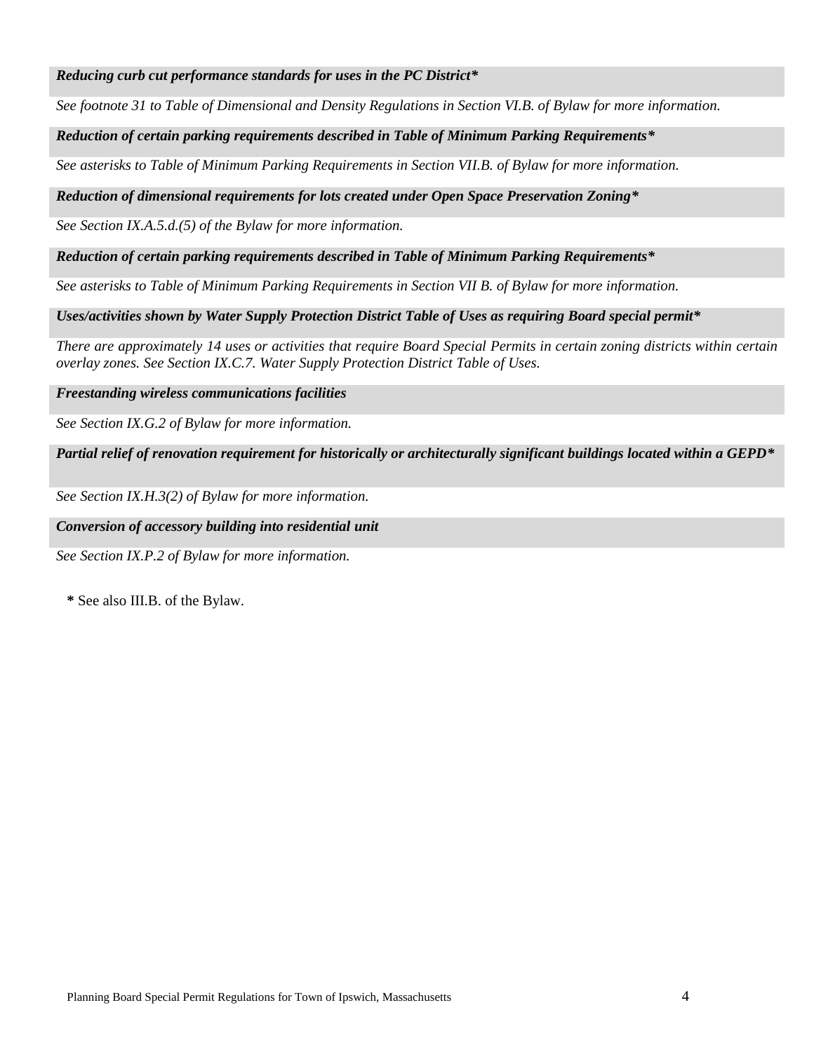***Reducing curb cut performance standards for uses in the PC District****

*See footnote 31 to Table of Dimensional and Density Regulations in Section VI.B. of Bylaw for more information.*

***Reduction of certain parking requirements described in Table of Minimum Parking Requirements****

*See asterisks to Table of Minimum Parking Requirements in Section VII.B. of Bylaw for more information.*

***Reduction of dimensional requirements for lots created under Open Space Preservation Zoning****

*See Section IX.A.5.d.(5) of the Bylaw for more information.*

***Reduction of certain parking requirements described in Table of Minimum Parking Requirements****

*See asterisks to Table of Minimum Parking Requirements in Section VII B. of Bylaw for more information.*

***Uses/activities shown by Water Supply Protection District Table of Uses as requiring Board special permit****

*There are approximately 14 uses or activities that require Board Special Permits in certain zoning districts within certain overlay zones. See Section IX.C.7. Water Supply Protection District Table of Uses.*

***Freestanding wireless communications facilities***

*See Section IX.G.2 of Bylaw for more information.*

***Partial relief of renovation requirement for historically or architecturally significant buildings located within a GEPD****

*See Section IX.H.3(2) of Bylaw for more information.*

***Conversion of accessory building into residential unit***

*See Section IX.P.2 of Bylaw for more information.*

**\*** See also III.B. of the Bylaw.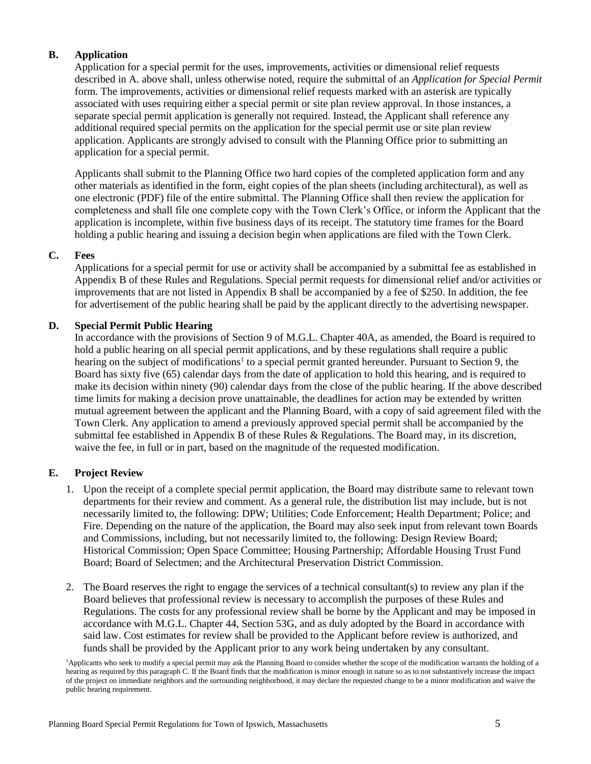### B. Application

Application for a special permit for the uses, improvements, activities or dimensional relief requests described in A. above shall, unless otherwise noted, require the submittal of an *Application for Special Permit* form. The improvements, activities or dimensional relief requests marked with an asterisk are typically associated with uses requiring either a special permit or site plan review approval. In those instances, a separate special permit application is generally not required. Instead, the Applicant shall reference any additional required special permits on the application for the special permit use or site plan review application. Applicants are strongly advised to consult with the Planning Office prior to submitting an application for a special permit.

Applicants shall submit to the Planning Office two hard copies of the completed application form and any other materials as identified in the form, eight copies of the plan sheets (including architectural), as well as one electronic (PDF) file of the entire submittal. The Planning Office shall then review the application for completeness and shall file one complete copy with the Town Clerk's Office, or inform the Applicant that the application is incomplete, within five business days of its receipt. The statutory time frames for the Board holding a public hearing and issuing a decision begin when applications are filed with the Town Clerk.

### C. Fees

Applications for a special permit for use or activity shall be accompanied by a submittal fee as established in Appendix B of these Rules and Regulations. Special permit requests for dimensional relief and/or activities or improvements that are not listed in Appendix B shall be accompanied by a fee of $250. In addition, the fee for advertisement of the public hearing shall be paid by the applicant directly to the advertising newspaper.

### D. Special Permit Public Hearing

In accordance with the provisions of Section 9 of M.G.L. Chapter 40A, as amended, the Board is required to hold a public hearing on all special permit applications, and by these regulations shall require a public hearing on the subject of modifications[1] to a special permit granted hereunder. Pursuant to Section 9, the Board has sixty five (65) calendar days from the date of application to hold this hearing, and is required to make its decision within ninety (90) calendar days from the close of the public hearing. If the above described time limits for making a decision prove unattainable, the deadlines for action may be extended by written mutual agreement between the applicant and the Planning Board, with a copy of said agreement filed with the Town Clerk. Any application to amend a previously approved special permit shall be accompanied by the submittal fee established in Appendix B of these Rules & Regulations. The Board may, in its discretion, waive the fee, in full or in part, based on the magnitude of the requested modification.

### E. Project Review

1. Upon the receipt of a complete special permit application, the Board may distribute same to relevant town departments for their review and comment. As a general rule, the distribution list may include, but is not necessarily limited to, the following: DPW; Utilities; Code Enforcement; Health Department; Police; and Fire. Depending on the nature of the application, the Board may also seek input from relevant town Boards and Commissions, including, but not necessarily limited to, the following: Design Review Board; Historical Commission; Open Space Committee; Housing Partnership; Affordable Housing Trust Fund Board; Board of Selectmen; and the Architectural Preservation District Commission.

2. The Board reserves the right to engage the services of a technical consultant(s) to review any plan if the Board believes that professional review is necessary to accomplish the purposes of these Rules and Regulations. The costs for any professional review shall be borne by the Applicant and may be imposed in accordance with M.G.L. Chapter 44, Section 53G, and as duly adopted by the Board in accordance with said law. Cost estimates for review shall be provided to the Applicant before review is authorized, and funds shall be provided by the Applicant prior to any work being undertaken by any consultant.

[1] Applicants who seek to modify a special permit may ask the Planning Board to consider whether the scope of the modification warrants the holding of a hearing as required by this paragraph C. If the Board finds that the modification is minor enough in nature so as to not substantively increase the impact of the project on immediate neighbors and the surrounding neighborhood, it may declare the requested change to be a minor modification and waive the public hearing requirement.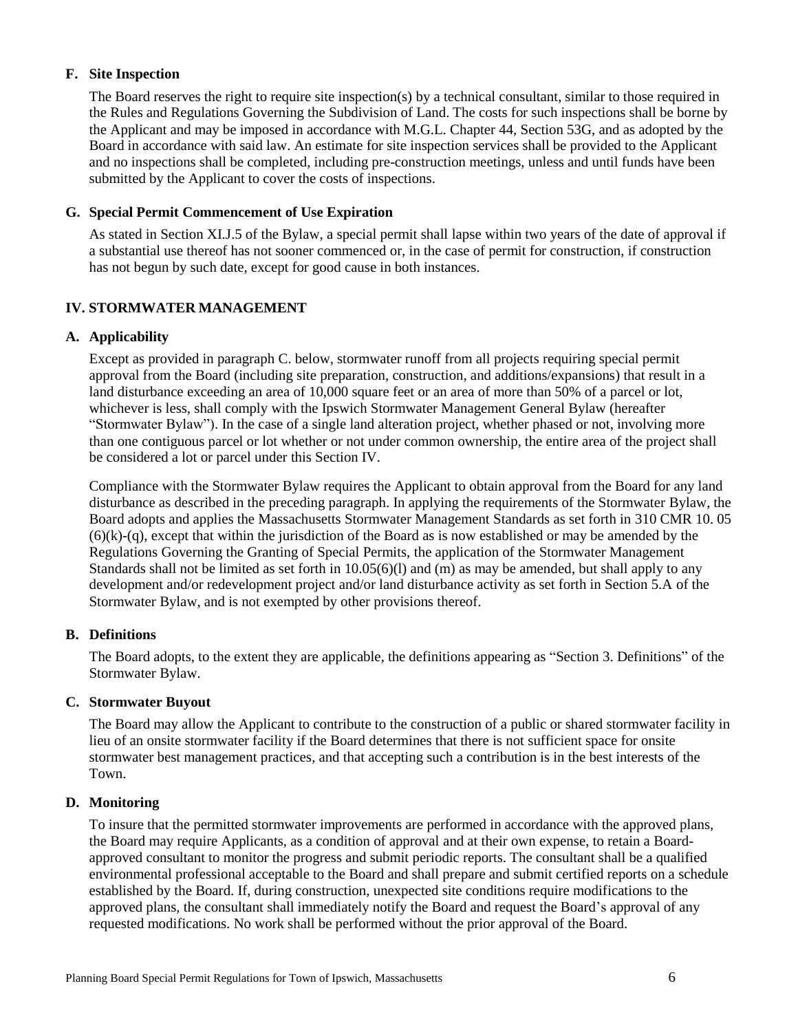### F. Site Inspection

The Board reserves the right to require site inspection(s) by a technical consultant, similar to those required in the Rules and Regulations Governing the Subdivision of Land. The costs for such inspections shall be borne by the Applicant and may be imposed in accordance with M.G.L. Chapter 44, Section 53G, and as adopted by the Board in accordance with said law. An estimate for site inspection services shall be provided to the Applicant and no inspections shall be completed, including pre-construction meetings, unless and until funds have been submitted by the Applicant to cover the costs of inspections.

### G. Special Permit Commencement of Use Expiration

As stated in Section XI.J.5 of the Bylaw, a special permit shall lapse within two years of the date of approval if a substantial use thereof has not sooner commenced or, in the case of permit for construction, if construction has not begun by such date, except for good cause in both instances.

## IV. STORMWATER MANAGEMENT

### A. Applicability

Except as provided in paragraph C. below, stormwater runoff from all projects requiring special permit approval from the Board (including site preparation, construction, and additions/expansions) that result in a land disturbance exceeding an area of 10,000 square feet or an area of more than 50% of a parcel or lot, whichever is less, shall comply with the Ipswich Stormwater Management General Bylaw (hereafter "Stormwater Bylaw"). In the case of a single land alteration project, whether phased or not, involving more than one contiguous parcel or lot whether or not under common ownership, the entire area of the project shall be considered a lot or parcel under this Section IV.

Compliance with the Stormwater Bylaw requires the Applicant to obtain approval from the Board for any land disturbance as described in the preceding paragraph. In applying the requirements of the Stormwater Bylaw, the Board adopts and applies the Massachusetts Stormwater Management Standards as set forth in 310 CMR 10. 05 (6)(k)-(q), except that within the jurisdiction of the Board as is now established or may be amended by the Regulations Governing the Granting of Special Permits, the application of the Stormwater Management Standards shall not be limited as set forth in 10.05(6)(l) and (m) as may be amended, but shall apply to any development and/or redevelopment project and/or land disturbance activity as set forth in Section 5.A of the Stormwater Bylaw, and is not exempted by other provisions thereof.

### B. Definitions

The Board adopts, to the extent they are applicable, the definitions appearing as "Section 3. Definitions" of the Stormwater Bylaw.

### C. Stormwater Buyout

The Board may allow the Applicant to contribute to the construction of a public or shared stormwater facility in lieu of an onsite stormwater facility if the Board determines that there is not sufficient space for onsite stormwater best management practices, and that accepting such a contribution is in the best interests of the Town.

### D. Monitoring

To insure that the permitted stormwater improvements are performed in accordance with the approved plans, the Board may require Applicants, as a condition of approval and at their own expense, to retain a Board-approved consultant to monitor the progress and submit periodic reports. The consultant shall be a qualified environmental professional acceptable to the Board and shall prepare and submit certified reports on a schedule established by the Board. If, during construction, unexpected site conditions require modifications to the approved plans, the consultant shall immediately notify the Board and request the Board's approval of any requested modifications. No work shall be performed without the prior approval of the Board.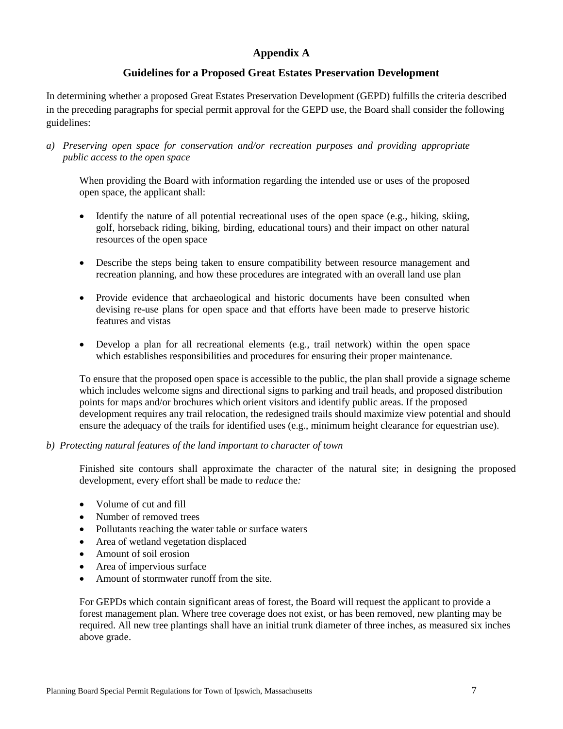## Appendix A

### Guidelines for a Proposed Great Estates Preservation Development

In determining whether a proposed Great Estates Preservation Development (GEPD) fulfills the criteria described in the preceding paragraphs for special permit approval for the GEPD use, the Board shall consider the following guidelines:

a) *Preserving open space for conservation and/or recreation purposes and providing appropriate public access to the open space*

When providing the Board with information regarding the intended use or uses of the proposed open space, the applicant shall:

- Identify the nature of all potential recreational uses of the open space (e.g., hiking, skiing, golf, horseback riding, biking, birding, educational tours) and their impact on other natural resources of the open space

- Describe the steps being taken to ensure compatibility between resource management and recreation planning, and how these procedures are integrated with an overall land use plan

- Provide evidence that archaeological and historic documents have been consulted when devising re-use plans for open space and that efforts have been made to preserve historic features and vistas

- Develop a plan for all recreational elements (e.g., trail network) within the open space which establishes responsibilities and procedures for ensuring their proper maintenance.

To ensure that the proposed open space is accessible to the public, the plan shall provide a signage scheme which includes welcome signs and directional signs to parking and trail heads, and proposed distribution points for maps and/or brochures which orient visitors and identify public areas. If the proposed development requires any trail relocation, the redesigned trails should maximize view potential and should ensure the adequacy of the trails for identified uses (e.g., minimum height clearance for equestrian use).

b) *Protecting natural features of the land important to character of town*

Finished site contours shall approximate the character of the natural site; in designing the proposed development, every effort shall be made to *reduce* the*:*

- Volume of cut and fill
- Number of removed trees
- Pollutants reaching the water table or surface waters
- Area of wetland vegetation displaced
- Amount of soil erosion
- Area of impervious surface
- Amount of stormwater runoff from the site.

For GEPDs which contain significant areas of forest, the Board will request the applicant to provide a forest management plan. Where tree coverage does not exist, or has been removed, new planting may be required. All new tree plantings shall have an initial trunk diameter of three inches, as measured six inches above grade.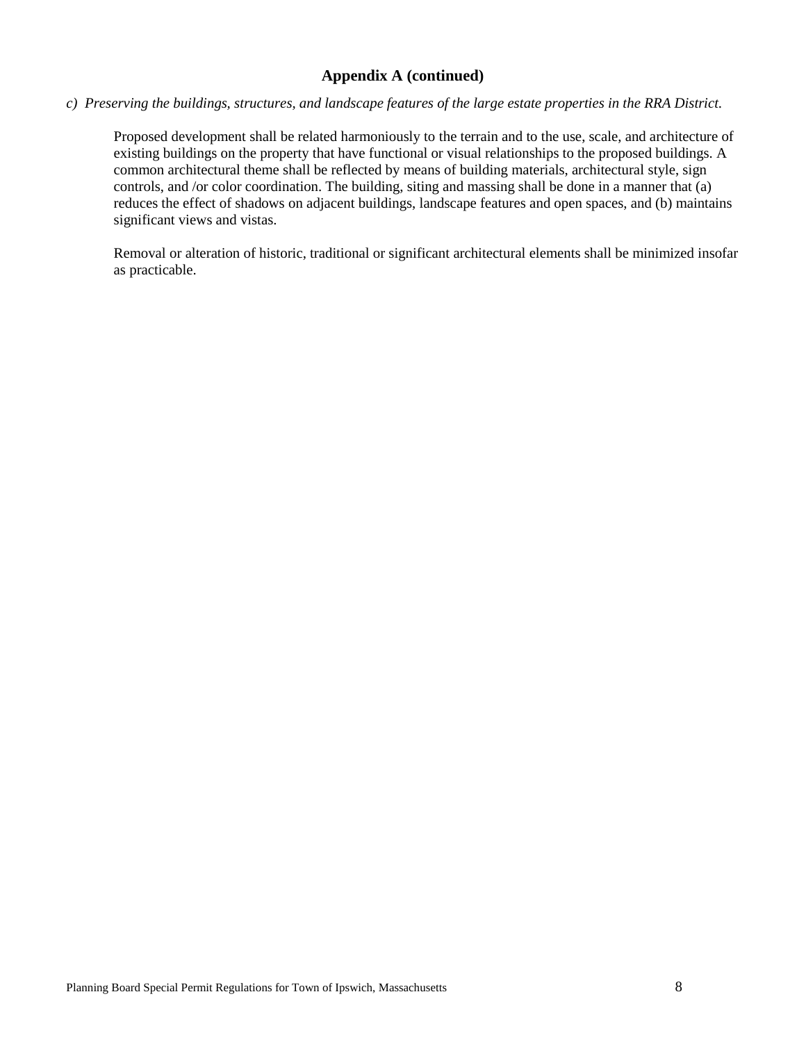## Appendix A (continued)

*c) Preserving the buildings, structures, and landscape features of the large estate properties in the RRA District.*

Proposed development shall be related harmoniously to the terrain and to the use, scale, and architecture of existing buildings on the property that have functional or visual relationships to the proposed buildings. A common architectural theme shall be reflected by means of building materials, architectural style, sign controls, and /or color coordination. The building, siting and massing shall be done in a manner that (a) reduces the effect of shadows on adjacent buildings, landscape features and open spaces, and (b) maintains significant views and vistas.

Removal or alteration of historic, traditional or significant architectural elements shall be minimized insofar as practicable.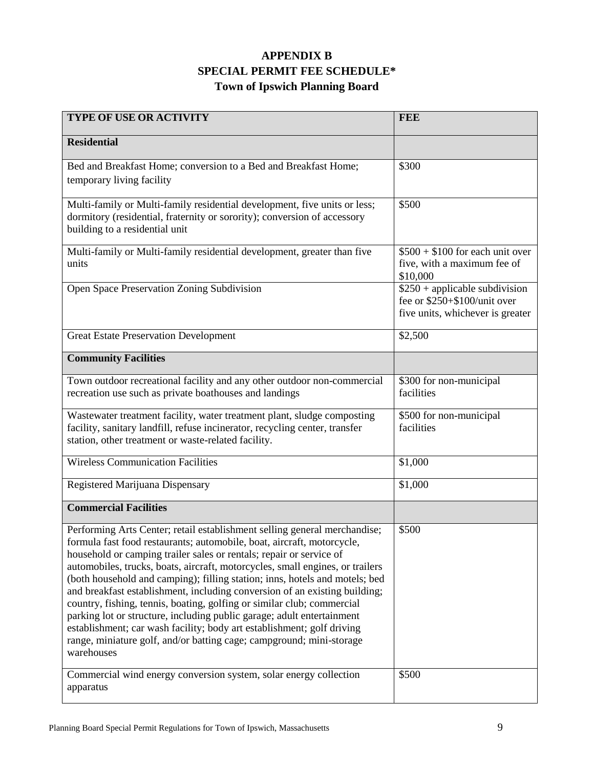# APPENDIX B
# SPECIAL PERMIT FEE SCHEDULE*
# Town of Ipswich Planning Board

| TYPE OF USE OR ACTIVITY | FEE |
|---|---|
| **Residential** | |
| Bed and Breakfast Home; conversion to a Bed and Breakfast Home; temporary living facility | $300 |
| Multi-family or Multi-family residential development, five units or less; dormitory (residential, fraternity or sorority); conversion of accessory building to a residential unit | $500 |
| Multi-family or Multi-family residential development, greater than five units | $500 + $100 for each unit over five, with a maximum fee of $10,000 |
| Open Space Preservation Zoning Subdivision | $250 + applicable subdivision fee or $250+$100/unit over five units, whichever is greater |
| Great Estate Preservation Development | $2,500 |
| **Community Facilities** | |
| Town outdoor recreational facility and any other outdoor non-commercial recreation use such as private boathouses and landings | $300 for non-municipal facilities |
| Wastewater treatment facility, water treatment plant, sludge composting facility, sanitary landfill, refuse incinerator, recycling center, transfer station, other treatment or waste-related facility. | $500 for non-municipal facilities |
| Wireless Communication Facilities | $1,000 |
| Registered Marijuana Dispensary | $1,000 |
| **Commercial Facilities** | |
| Performing Arts Center; retail establishment selling general merchandise; formula fast food restaurants; automobile, boat, aircraft, motorcycle, household or camping trailer sales or rentals; repair or service of automobiles, trucks, boats, aircraft, motorcycles, small engines, or trailers (both household and camping); filling station; inns, hotels and motels; bed and breakfast establishment, including conversion of an existing building; country, fishing, tennis, boating, golfing or similar club; commercial parking lot or structure, including public garage; adult entertainment establishment; car wash facility; body art establishment; golf driving range, miniature golf, and/or batting cage; campground; mini-storage warehouses | $500 |
| Commercial wind energy conversion system, solar energy collection apparatus | $500 |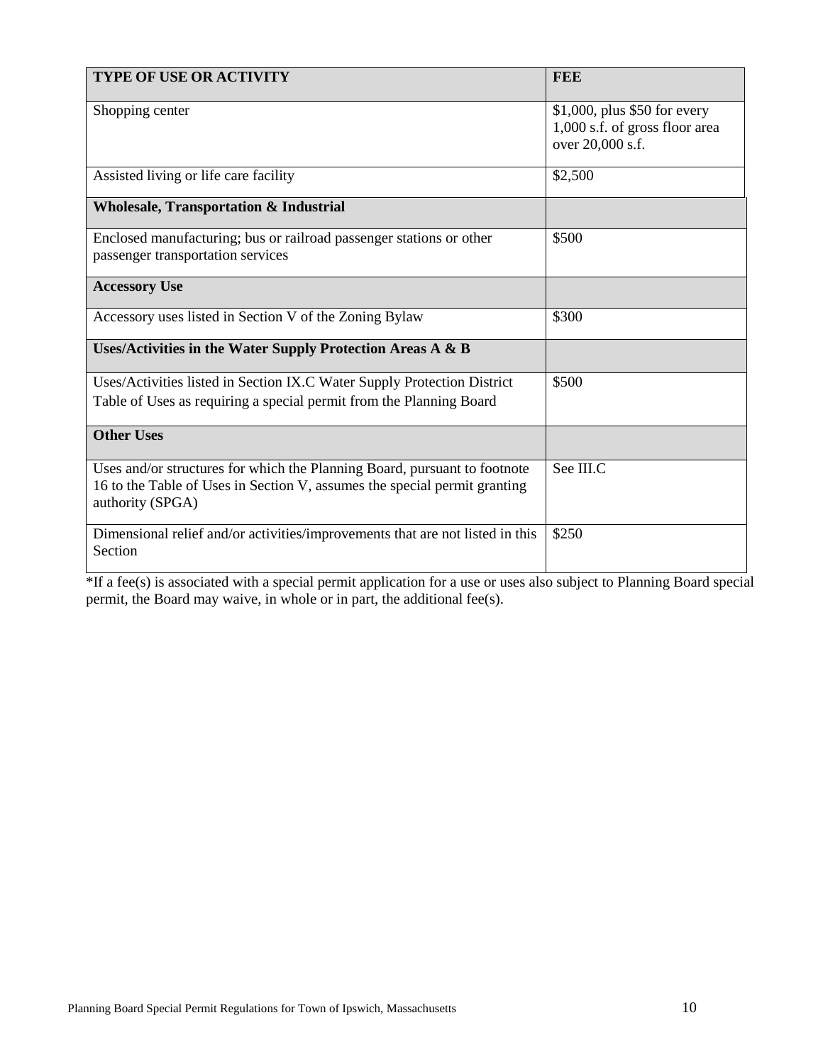| **TYPE OF USE OR ACTIVITY** | **FEE** |
|---|---|
| Shopping center | $1,000, plus $50 for every 1,000 s.f. of gross floor area over 20,000 s.f. |
| Assisted living or life care facility | $2,500 |
| **Wholesale, Transportation & Industrial** | |
| Enclosed manufacturing; bus or railroad passenger stations or other passenger transportation services | $500 |
| **Accessory Use** | |
| Accessory uses listed in Section V of the Zoning Bylaw | $300 |
| **Uses/Activities in the Water Supply Protection Areas A & B** | |
| Uses/Activities listed in Section IX.C Water Supply Protection District Table of Uses as requiring a special permit from the Planning Board | $500 |
| **Other Uses** | |
| Uses and/or structures for which the Planning Board, pursuant to footnote 16 to the Table of Uses in Section V, assumes the special permit granting authority (SPGA) | See III.C |
| Dimensional relief and/or activities/improvements that are not listed in this Section | $250 |

*If a fee(s) is associated with a special permit application for a use or uses also subject to Planning Board special permit, the Board may waive, in whole or in part, the additional fee(s).